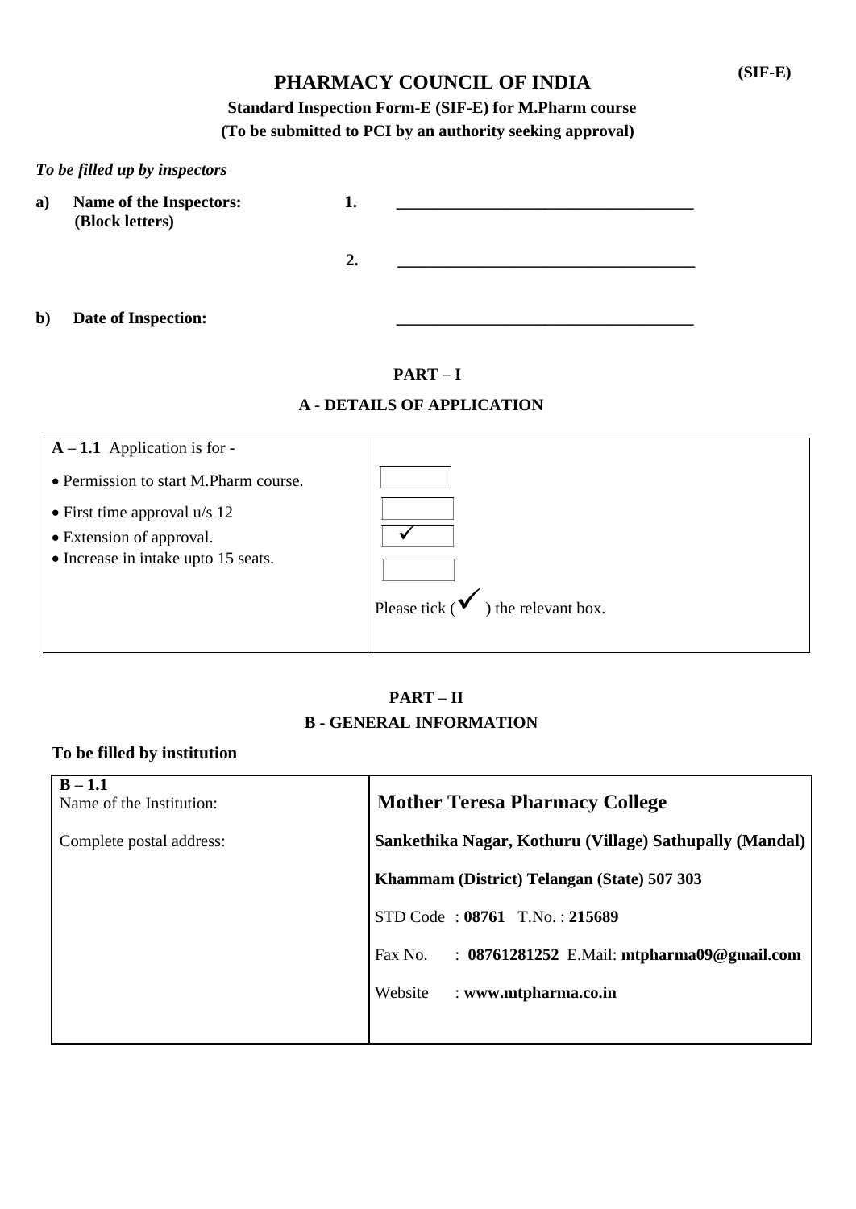(SIF-E)

# PHARMACY COUNCIL OF INDIA

**Standard Inspection Form-E (SIF-E) for M.Pharm course**

**(To be submitted to PCI by an authority seeking approval)**

*To be filled up by inspectors*

**a) Name of the Inspectors: (Block letters)**

1. ____________________________________

2. ____________________________________

**b) Date of Inspection:** ____________________________________

## PART – I

### A - DETAILS OF APPLICATION

| **A – 1.1** Application is for - | |
|---|---|
| • Permission to start M.Pharm course. | ☐ |
| • First time approval u/s 12 | ☐ |
| • Extension of approval. | ✓ |
| • Increase in intake upto 15 seats. | ☐ |
| | Please tick (✓) the relevant box. |

## PART – II

### B - GENERAL INFORMATION

**To be filled by institution**

| **B – 1.1** Name of the Institution: | **Mother Teresa Pharmacy College** |
|---|---|
| Complete postal address: | **Sankethika Nagar, Kothuru (Village) Sathupally (Mandal)**<br>**Khammam (District) Telangan (State) 507 303**<br>STD Code : **08761** T.No. : **215689**<br>Fax No. : **08761281252** E.Mail: **mtpharma09@gmail.com**<br>Website : **www.mtpharma.co.in** |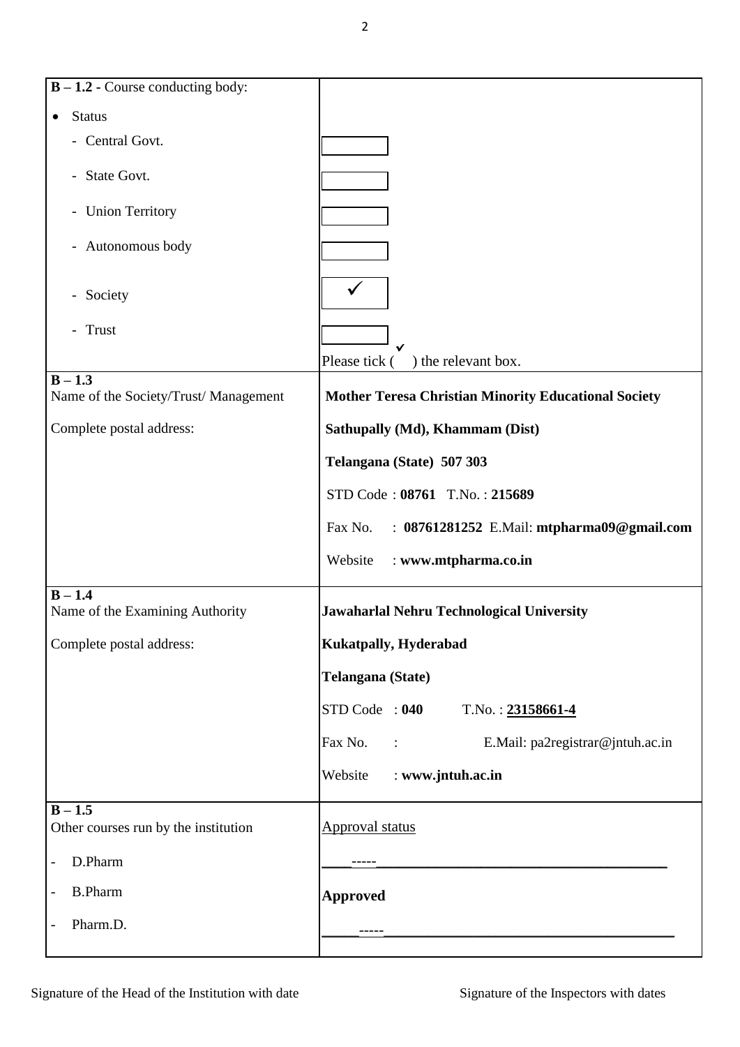| **B – 1.2 -** Course conducting body: | |
|---|---|
| • Status | |
| - Central Govt. | ☐ |
| - State Govt. | ☐ |
| - Union Territory | ☐ |
| - Autonomous body | ☐ |
| - Society | ✓ |
| - Trust | ☐ |
| | Please tick ( ✓ ) the relevant box. |
| **B – 1.3**<br>Name of the Society/Trust/ Management | **Mother Teresa Christian Minority Educational Society** |
| Complete postal address: | **Sathupally (Md), Khammam (Dist)**<br>**Telangana (State) 507 303**<br>STD Code : **08761** T.No. : **215689**<br>Fax No. : **08761281252** E.Mail: **mtpharma09@gmail.com**<br>Website : **www.mtpharma.co.in** |
| **B – 1.4**<br>Name of the Examining Authority | **Jawaharlal Nehru Technological University** |
| Complete postal address: | **Kukatpally, Hyderabad**<br>**Telangana (State)**<br>STD Code : **040** T.No. : **23158661-4**<br>Fax No. : E.Mail: pa2registrar@jntuh.ac.in<br>Website : **www.jntuh.ac.in** |
| **B – 1.5**<br>Other courses run by the institution | Approval status |
| - D.Pharm | ----- |
| - B.Pharm | **Approved** |
| - Pharm.D. | ----- |

Signature of the Head of the Institution with date Signature of the Inspectors with dates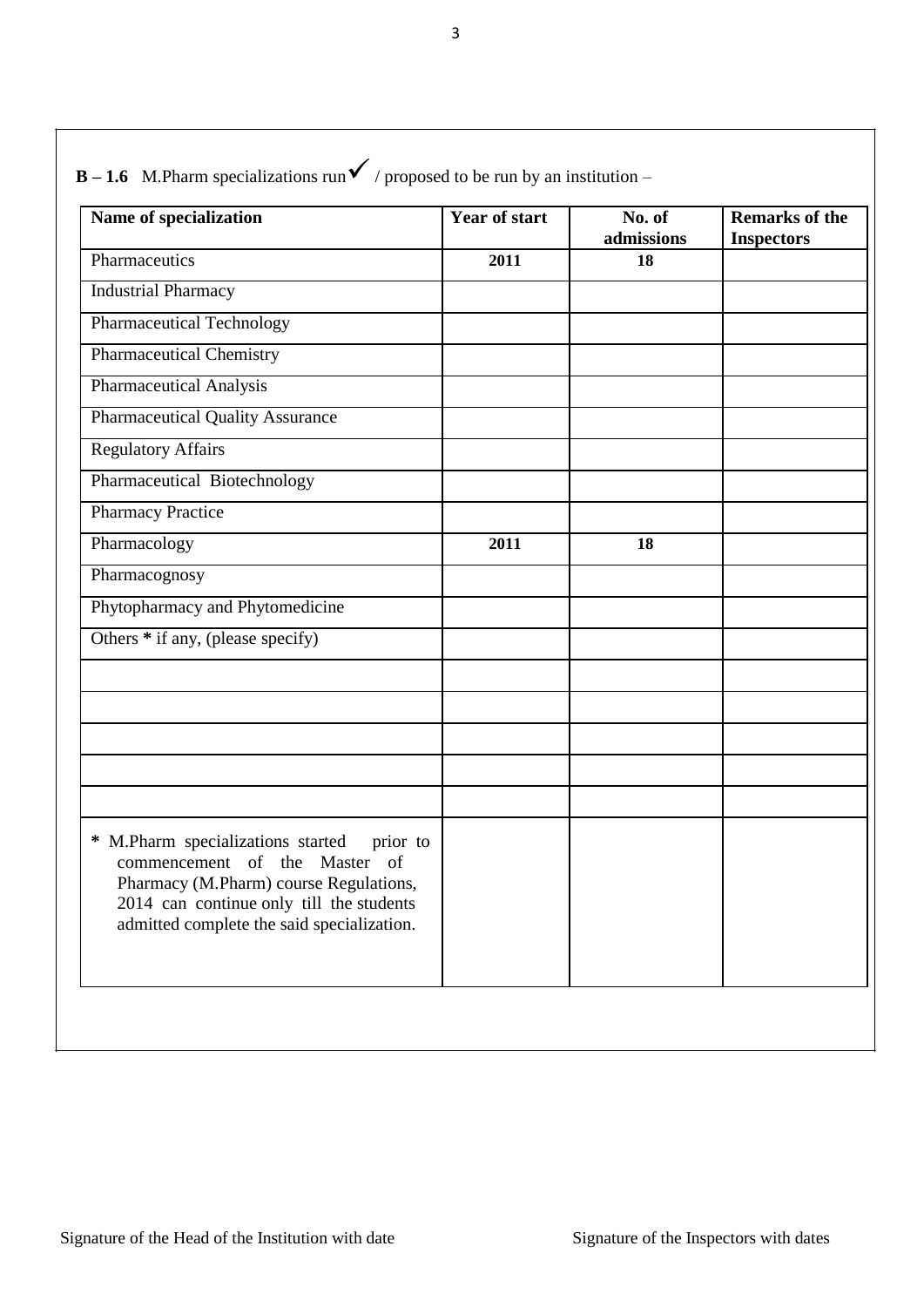**B – 1.6** M.Pharm specializations run ✓ / proposed to be run by an institution –

| Name of specialization | Year of start | No. of admissions | Remarks of the Inspectors |
|---|---|---|---|
| Pharmaceutics | 2011 | 18 | |
| Industrial Pharmacy | | | |
| Pharmaceutical Technology | | | |
| Pharmaceutical Chemistry | | | |
| Pharmaceutical Analysis | | | |
| Pharmaceutical Quality Assurance | | | |
| Regulatory Affairs | | | |
| Pharmaceutical Biotechnology | | | |
| Pharmacy Practice | | | |
| Pharmacology | 2011 | 18 | |
| Pharmacognosy | | | |
| Phytopharmacy and Phytomedicine | | | |
| Others * if any, (please specify) | | | |
| | | | |
| | | | |
| | | | |
| | | | |
| | | | |
| * M.Pharm specializations started prior to commencement of the Master of Pharmacy (M.Pharm) course Regulations, 2014 can continue only till the students admitted complete the said specialization. | | | |

Signature of the Head of the Institution with date

Signature of the Inspectors with dates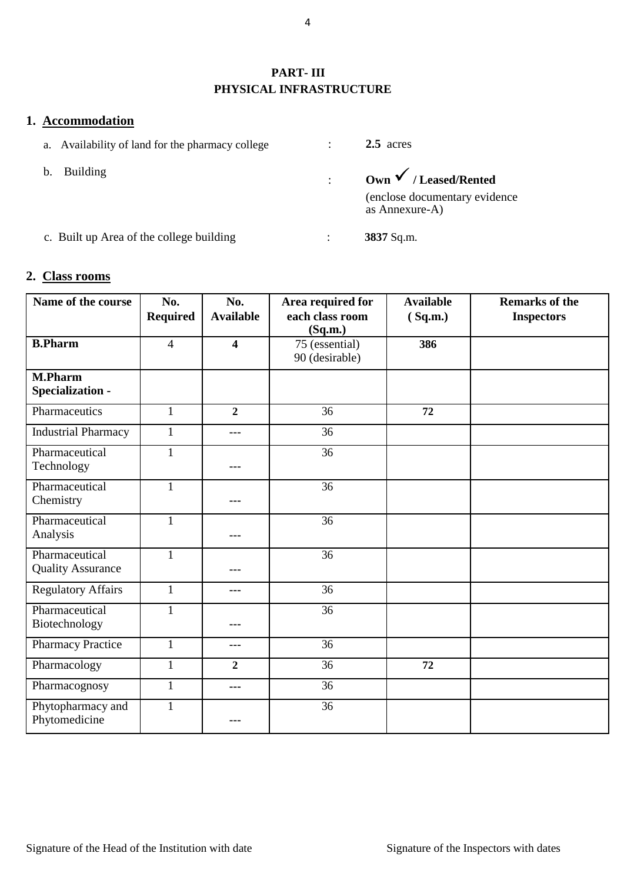# PART- III
# PHYSICAL INFRASTRUCTURE

## 1. Accommodation

a. Availability of land for the pharmacy college : **2.5** acres

b. Building : **Own ✓ / Leased/Rented**
(enclose documentary evidence as Annexure-A)

c. Built up Area of the college building : **3837** Sq.m.

## 2. Class rooms

| Name of the course | No. Required | No. Available | Area required for each class room (Sq.m.) | Available ( Sq.m.) | Remarks of the Inspectors |
|---|---|---|---|---|---|
| **B.Pharm** | 4 | **4** | 75 (essential) 90 (desirable) | **386** | |
| **M.Pharm Specialization -** | | | | | |
| Pharmaceutics | 1 | **2** | 36 | **72** | |
| Industrial Pharmacy | 1 | --- | 36 | | |
| Pharmaceutical Technology | 1 | --- | 36 | | |
| Pharmaceutical Chemistry | 1 | --- | 36 | | |
| Pharmaceutical Analysis | 1 | --- | 36 | | |
| Pharmaceutical Quality Assurance | 1 | --- | 36 | | |
| Regulatory Affairs | 1 | --- | 36 | | |
| Pharmaceutical Biotechnology | 1 | --- | 36 | | |
| Pharmacy Practice | 1 | --- | 36 | | |
| Pharmacology | 1 | **2** | 36 | **72** | |
| Pharmacognosy | 1 | --- | 36 | | |
| Phytopharmacy and Phytomedicine | 1 | --- | 36 | | |

Signature of the Head of the Institution with date Signature of the Inspectors with dates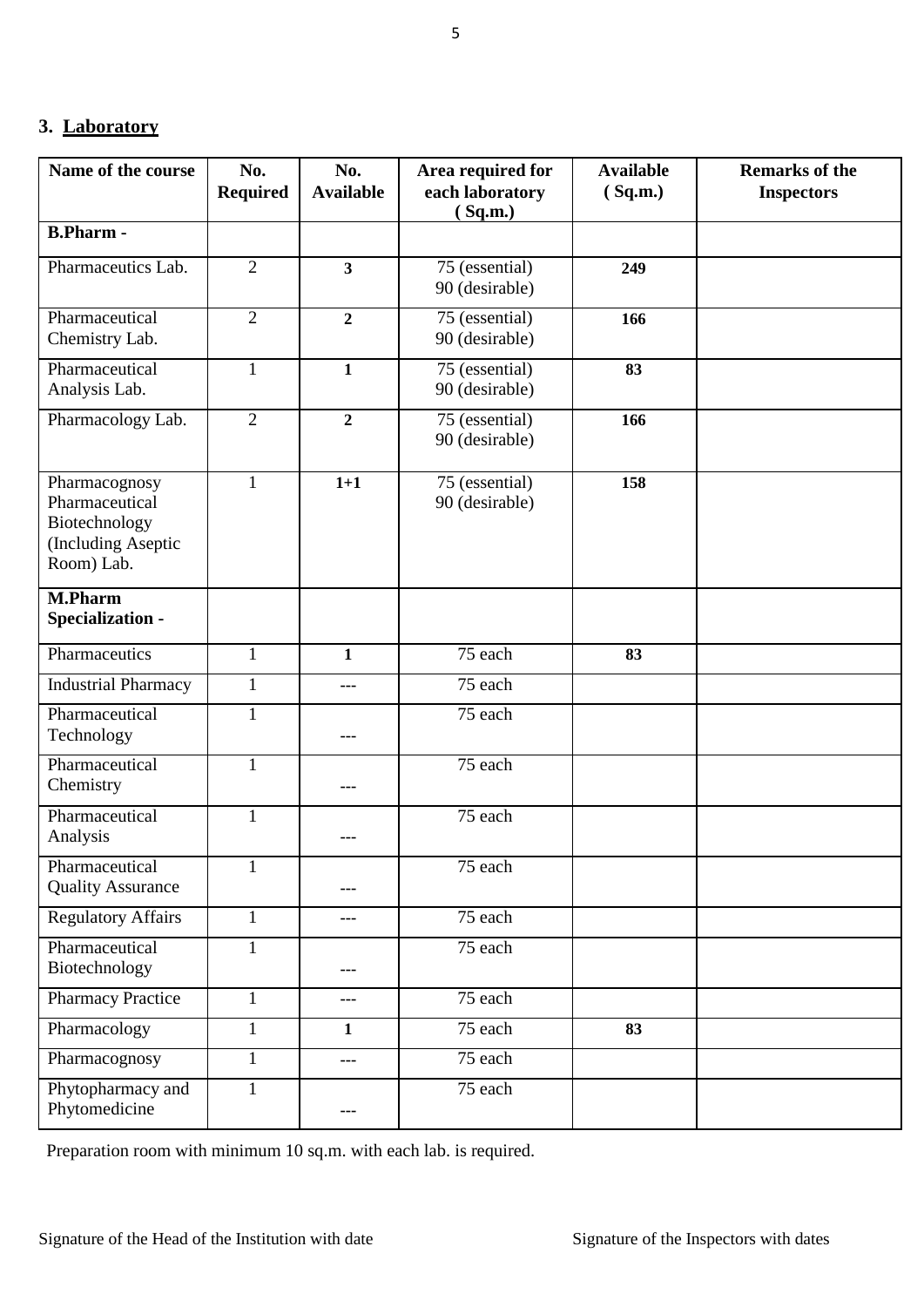## 3. Laboratory

| Name of the course | No. Required | No. Available | Area required for each laboratory ( Sq.m.) | Available ( Sq.m.) | Remarks of the Inspectors |
|---|---|---|---|---|---|
| **B.Pharm -** | | | | | |
| Pharmaceutics Lab. | 2 | **3** | 75 (essential) 90 (desirable) | **249** | |
| Pharmaceutical Chemistry Lab. | 2 | **2** | 75 (essential) 90 (desirable) | **166** | |
| Pharmaceutical Analysis Lab. | 1 | **1** | 75 (essential) 90 (desirable) | **83** | |
| Pharmacology Lab. | 2 | **2** | 75 (essential) 90 (desirable) | **166** | |
| Pharmacognosy Pharmaceutical Biotechnology (Including Aseptic Room) Lab. | 1 | **1+1** | 75 (essential) 90 (desirable) | **158** | |
| **M.Pharm Specialization -** | | | | | |
| Pharmaceutics | 1 | **1** | 75 each | **83** | |
| Industrial Pharmacy | 1 | --- | 75 each | | |
| Pharmaceutical Technology | 1 | --- | 75 each | | |
| Pharmaceutical Chemistry | 1 | --- | 75 each | | |
| Pharmaceutical Analysis | 1 | --- | 75 each | | |
| Pharmaceutical Quality Assurance | 1 | --- | 75 each | | |
| Regulatory Affairs | 1 | --- | 75 each | | |
| Pharmaceutical Biotechnology | 1 | --- | 75 each | | |
| Pharmacy Practice | 1 | --- | 75 each | | |
| Pharmacology | 1 | **1** | 75 each | **83** | |
| Pharmacognosy | 1 | --- | 75 each | | |
| Phytopharmacy and Phytomedicine | 1 | --- | 75 each | | |

Preparation room with minimum 10 sq.m. with each lab. is required.

Signature of the Head of the Institution with date

Signature of the Inspectors with dates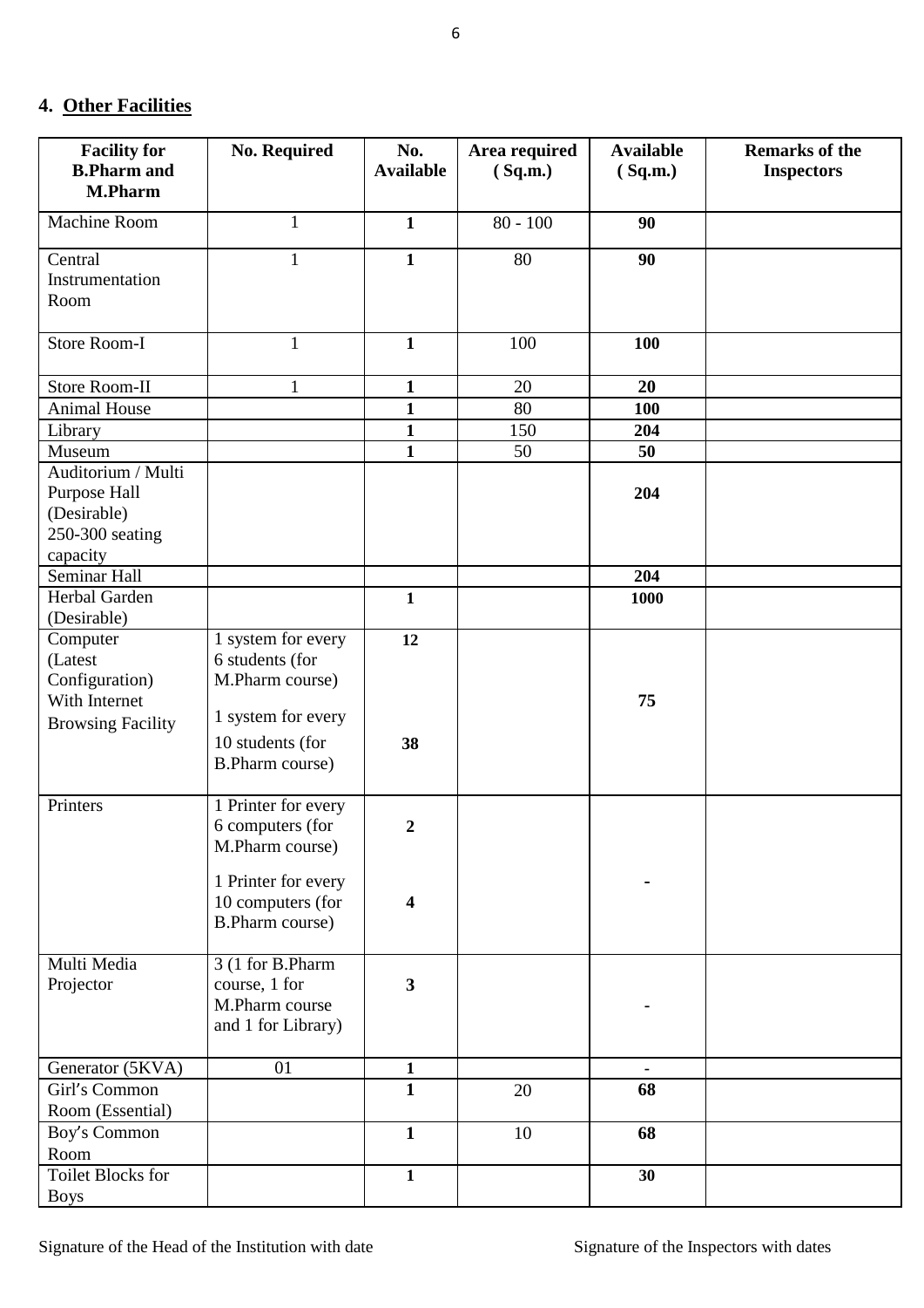## 4. Other Facilities

| Facility for B.Pharm and M.Pharm | No. Required | No. Available | Area required ( Sq.m.) | Available ( Sq.m.) | Remarks of the Inspectors |
|---|---|---|---|---|---|
| Machine Room | 1 | **1** | 80 - 100 | **90** | |
| Central Instrumentation Room | 1 | **1** | 80 | **90** | |
| Store Room-I | 1 | **1** | 100 | **100** | |
| Store Room-II | 1 | **1** | 20 | **20** | |
| Animal House | | **1** | 80 | **100** | |
| Library | | **1** | 150 | **204** | |
| Museum | | **1** | 50 | **50** | |
| Auditorium / Multi Purpose Hall (Desirable) 250-300 seating capacity | | | | **204** | |
| Seminar Hall | | | | **204** | |
| Herbal Garden (Desirable) | | **1** | | **1000** | |
| Computer (Latest Configuration) With Internet Browsing Facility | 1 system for every 6 students (for M.Pharm course)<br>1 system for every 10 students (for B.Pharm course) | **12**<br>**38** | | **75** | |
| Printers | 1 Printer for every 6 computers (for M.Pharm course)<br>1 Printer for every 10 computers (for B.Pharm course) | **2**<br>**4** | | **-** | |
| Multi Media Projector | 3 (1 for B.Pharm course, 1 for M.Pharm course and 1 for Library) | **3** | | **-** | |
| Generator (5KVA) | 01 | **1** | | - | |
| Girl's Common Room (Essential) | | **1** | 20 | **68** | |
| Boy's Common Room | | **1** | 10 | **68** | |
| Toilet Blocks for Boys | | **1** | | **30** | |

Signature of the Head of the Institution with date Signature of the Inspectors with dates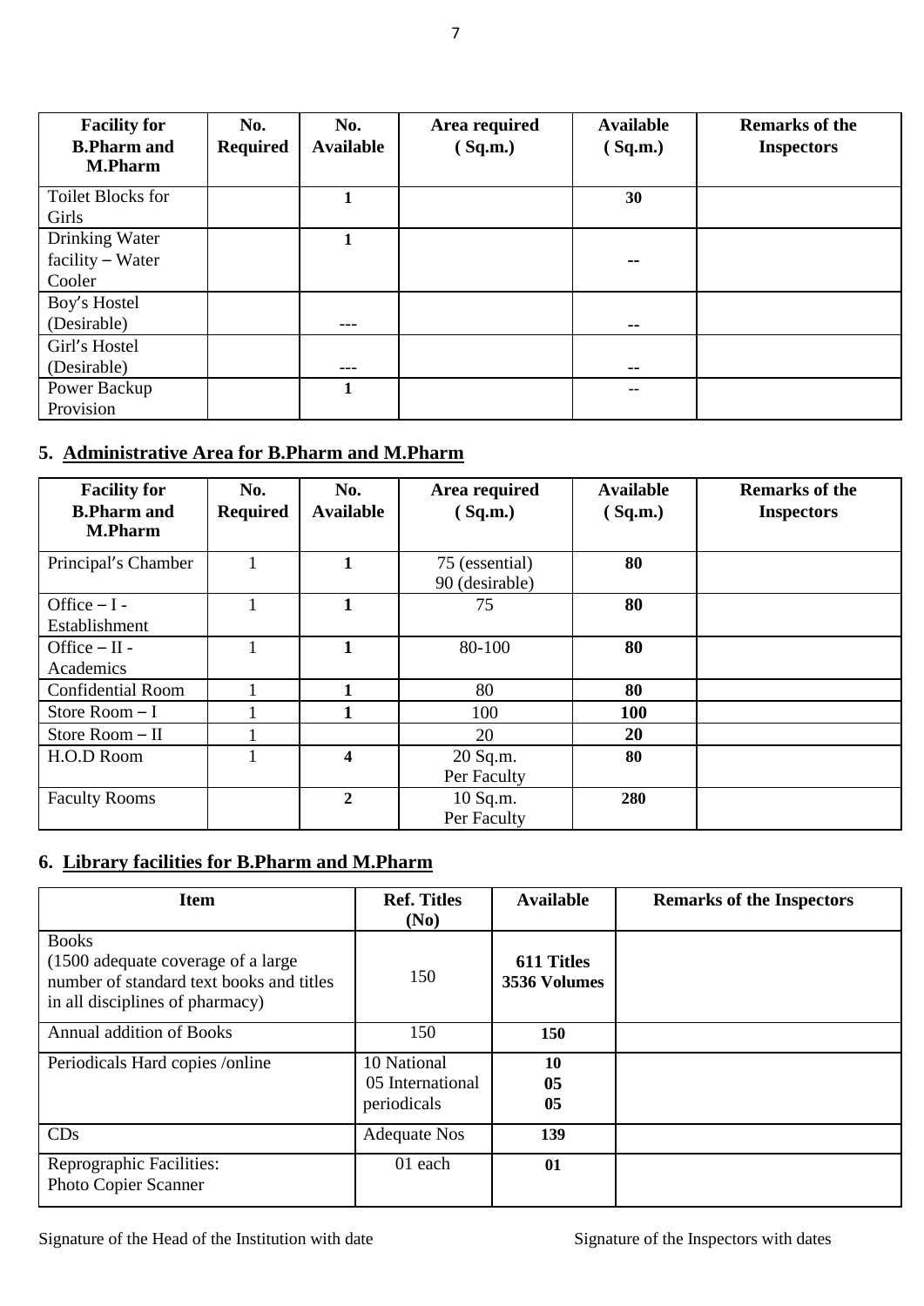| Facility for B.Pharm and M.Pharm | No. Required | No. Available | Area required ( Sq.m.) | Available ( Sq.m.) | Remarks of the Inspectors |
|---|---|---|---|---|---|
| Toilet Blocks for Girls | | **1** | | **30** | |
| Drinking Water facility – Water Cooler | | **1** | | **--** | |
| Boy's Hostel (Desirable) | | --- | | **--** | |
| Girl's Hostel (Desirable) | | --- | | **--** | |
| Power Backup Provision | | **1** | | -- | |

## 5. Administrative Area for B.Pharm and M.Pharm

| Facility for B.Pharm and M.Pharm | No. Required | No. Available | Area required ( Sq.m.) | Available ( Sq.m.) | Remarks of the Inspectors |
|---|---|---|---|---|---|
| Principal's Chamber | 1 | **1** | 75 (essential) 90 (desirable) | **80** | |
| Office – I - Establishment | 1 | **1** | 75 | **80** | |
| Office – II - Academics | 1 | **1** | 80-100 | **80** | |
| Confidential Room | 1 | **1** | 80 | **80** | |
| Store Room – I | 1 | **1** | 100 | **100** | |
| Store Room – II | 1 | | 20 | **20** | |
| H.O.D Room | 1 | **4** | 20 Sq.m. Per Faculty | **80** | |
| Faculty Rooms | | **2** | 10 Sq.m. Per Faculty | **280** | |

## 6. Library facilities for B.Pharm and M.Pharm

| Item | Ref. Titles (No) | Available | Remarks of the Inspectors |
|---|---|---|---|
| Books (1500 adequate coverage of a large number of standard text books and titles in all disciplines of pharmacy) | 150 | **611 Titles 3536 Volumes** | |
| Annual addition of Books | 150 | **150** | |
| Periodicals Hard copies /online | 10 National 05 International periodicals | **10 05 05** | |
| CDs | Adequate Nos | **139** | |
| Reprographic Facilities: Photo Copier Scanner | 01 each | **01** | |

Signature of the Head of the Institution with date

Signature of the Inspectors with dates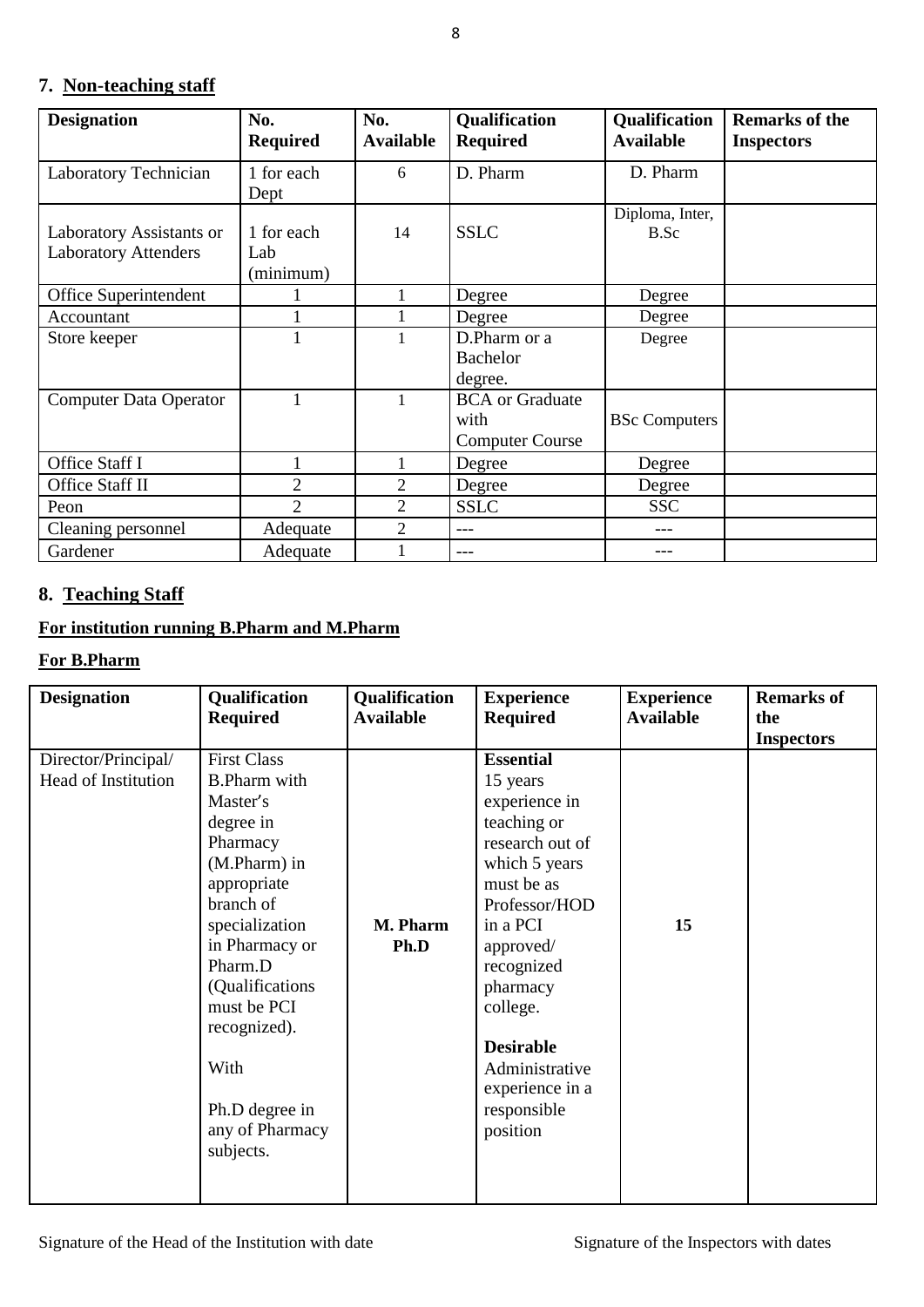## 7. Non-teaching staff

| Designation | No. Required | No. Available | Qualification Required | Qualification Available | Remarks of the Inspectors |
|---|---|---|---|---|---|
| Laboratory Technician | 1 for each Dept | 6 | D. Pharm | D. Pharm | |
| Laboratory Assistants or Laboratory Attenders | 1 for each Lab (minimum) | 14 | SSLC | Diploma, Inter, B.Sc | |
| Office Superintendent | 1 | 1 | Degree | Degree | |
| Accountant | 1 | 1 | Degree | Degree | |
| Store keeper | 1 | 1 | D.Pharm or a Bachelor degree. | Degree | |
| Computer Data Operator | 1 | 1 | BCA or Graduate with Computer Course | BSc Computers | |
| Office Staff I | 1 | 1 | Degree | Degree | |
| Office Staff II | 2 | 2 | Degree | Degree | |
| Peon | 2 | 2 | SSLC | SSC | |
| Cleaning personnel | Adequate | 2 | --- | --- | |
| Gardener | Adequate | 1 | --- | --- | |

## 8. Teaching Staff

**For institution running B.Pharm and M.Pharm**

**For B.Pharm**

| Designation | Qualification Required | Qualification Available | Experience Required | Experience Available | Remarks of the Inspectors |
|---|---|---|---|---|---|
| Director/Principal/ Head of Institution | First Class B.Pharm with Master's degree in Pharmacy (M.Pharm) in appropriate branch of specialization in Pharmacy or Pharm.D (Qualifications must be PCI recognized). With Ph.D degree in any of Pharmacy subjects. | **M. Pharm Ph.D** | **Essential** 15 years experience in teaching or research out of which 5 years must be as Professor/HOD in a PCI approved/ recognized pharmacy college. **Desirable** Administrative experience in a responsible position | **15** | |

Signature of the Head of the Institution with date

Signature of the Inspectors with dates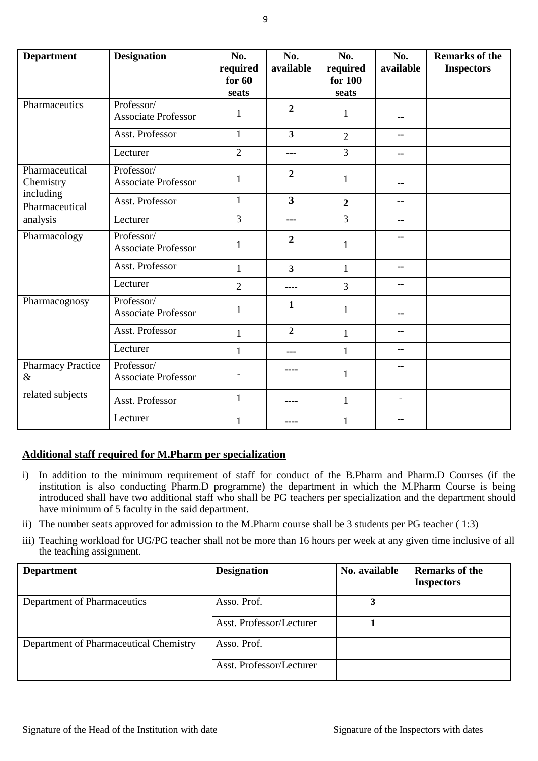| Department | Designation | No. required for 60 seats | No. available | No. required for 100 seats | No. available | Remarks of the Inspectors |
|---|---|---|---|---|---|---|
| Pharmaceutics | Professor/ Associate Professor | 1 | **2** | 1 | -- | |
| | Asst. Professor | 1 | **3** | 2 | -- | |
| | Lecturer | 2 | --- | 3 | -- | |
| Pharmaceutical Chemistry including Pharmaceutical analysis | Professor/ Associate Professor | 1 | **2** | 1 | -- | |
| | Asst. Professor | 1 | **3** | **2** | -- | |
| | Lecturer | 3 | --- | 3 | -- | |
| Pharmacology | Professor/ Associate Professor | 1 | **2** | 1 | -- | |
| | Asst. Professor | 1 | **3** | 1 | -- | |
| | Lecturer | 2 | ---- | 3 | -- | |
| Pharmacognosy | Professor/ Associate Professor | 1 | **1** | 1 | -- | |
| | Asst. Professor | 1 | **2** | 1 | -- | |
| | Lecturer | 1 | --- | 1 | -- | |
| Pharmacy Practice & related subjects | Professor/ Associate Professor | - | ---- | 1 | -- | |
| | Asst. Professor | 1 | ---- | 1 | -- | |
| | Lecturer | 1 | ---- | 1 | -- | |

**Additional staff required for M.Pharm per specialization**

i) In addition to the minimum requirement of staff for conduct of the B.Pharm and Pharm.D Courses (if the institution is also conducting Pharm.D programme) the department in which the M.Pharm Course is being introduced shall have two additional staff who shall be PG teachers per specialization and the department should have minimum of 5 faculty in the said department.

ii) The number seats approved for admission to the M.Pharm course shall be 3 students per PG teacher ( 1:3)

iii) Teaching workload for UG/PG teacher shall not be more than 16 hours per week at any given time inclusive of all the teaching assignment.

| Department | Designation | No. available | Remarks of the Inspectors |
|---|---|---|---|
| Department of Pharmaceutics | Asso. Prof. | **3** | |
| | Asst. Professor/Lecturer | **1** | |
| Department of Pharmaceutical Chemistry | Asso. Prof. | | |
| | Asst. Professor/Lecturer | | |

Signature of the Head of the Institution with date    Signature of the Inspectors with dates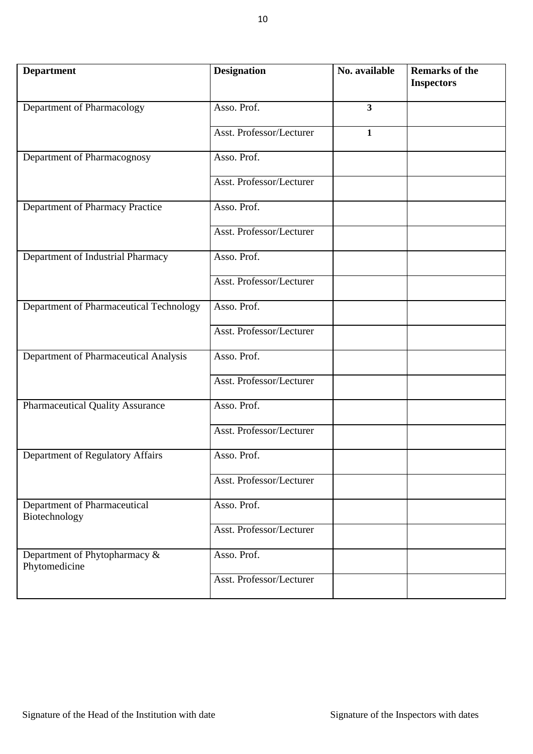| Department | Designation | No. available | Remarks of the Inspectors |
|---|---|---|---|
| Department of Pharmacology | Asso. Prof. | **3** | |
| | Asst. Professor/Lecturer | **1** | |
| Department of Pharmacognosy | Asso. Prof. | | |
| | Asst. Professor/Lecturer | | |
| Department of Pharmacy Practice | Asso. Prof. | | |
| | Asst. Professor/Lecturer | | |
| Department of Industrial Pharmacy | Asso. Prof. | | |
| | Asst. Professor/Lecturer | | |
| Department of Pharmaceutical Technology | Asso. Prof. | | |
| | Asst. Professor/Lecturer | | |
| Department of Pharmaceutical Analysis | Asso. Prof. | | |
| | Asst. Professor/Lecturer | | |
| Pharmaceutical Quality Assurance | Asso. Prof. | | |
| | Asst. Professor/Lecturer | | |
| Department of Regulatory Affairs | Asso. Prof. | | |
| | Asst. Professor/Lecturer | | |
| Department of Pharmaceutical Biotechnology | Asso. Prof. | | |
| | Asst. Professor/Lecturer | | |
| Department of Phytopharmacy & Phytomedicine | Asso. Prof. | | |
| | Asst. Professor/Lecturer | | |

Signature of the Head of the Institution with date

Signature of the Inspectors with dates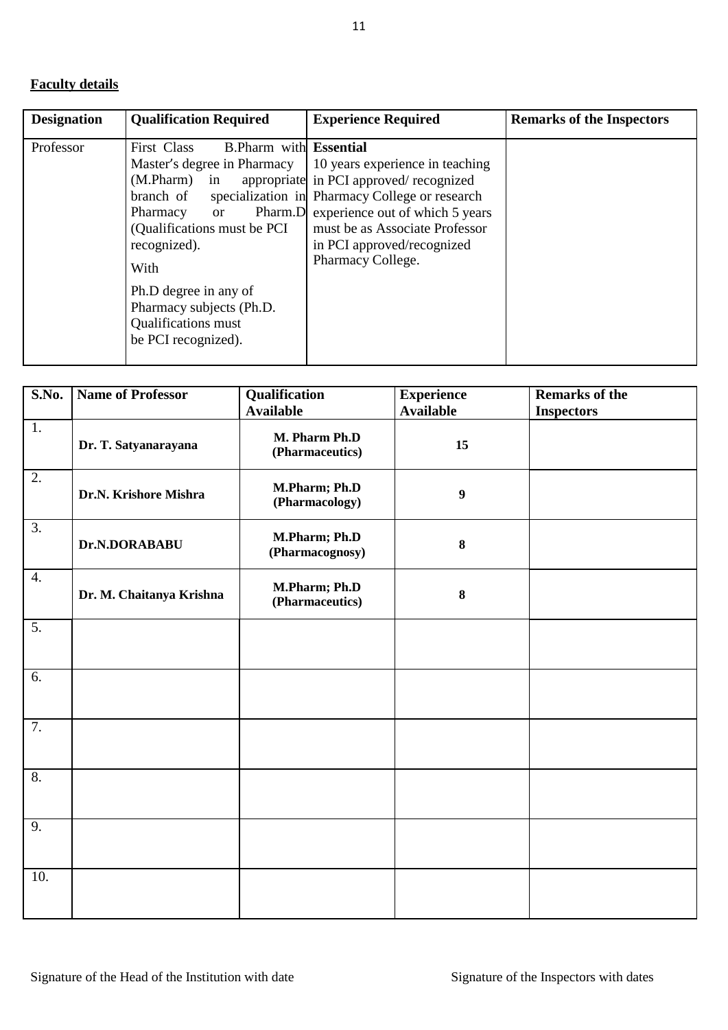**Faculty details**

| Designation | Qualification Required | Experience Required | Remarks of the Inspectors |
|---|---|---|---|
| Professor | First Class B.Pharm with Master's degree in Pharmacy (M.Pharm) in appropriate branch of specialization in Pharmacy or Pharm.D (Qualifications must be PCI recognized).<br><br>With<br><br>Ph.D degree in any of Pharmacy subjects (Ph.D. Qualifications must be PCI recognized). | **Essential**<br>10 years experience in teaching in PCI approved/ recognized Pharmacy College or research experience out of which 5 years must be as Associate Professor in PCI approved/recognized Pharmacy College. | |

| S.No. | Name of Professor | Qualification Available | Experience Available | Remarks of the Inspectors |
|---|---|---|---|---|
| 1. | **Dr. T. Satyanarayana** | **M. Pharm Ph.D (Pharmaceutics)** | **15** | |
| 2. | **Dr.N. Krishore Mishra** | **M.Pharm; Ph.D (Pharmacology)** | **9** | |
| 3. | **Dr.N.DORABABU** | **M.Pharm; Ph.D (Pharmacognosy)** | **8** | |
| 4. | **Dr. M. Chaitanya Krishna** | **M.Pharm; Ph.D (Pharmaceutics)** | **8** | |
| 5. | | | | |
| 6. | | | | |
| 7. | | | | |
| 8. | | | | |
| 9. | | | | |
| 10. | | | | |

Signature of the Head of the Institution with date

Signature of the Inspectors with dates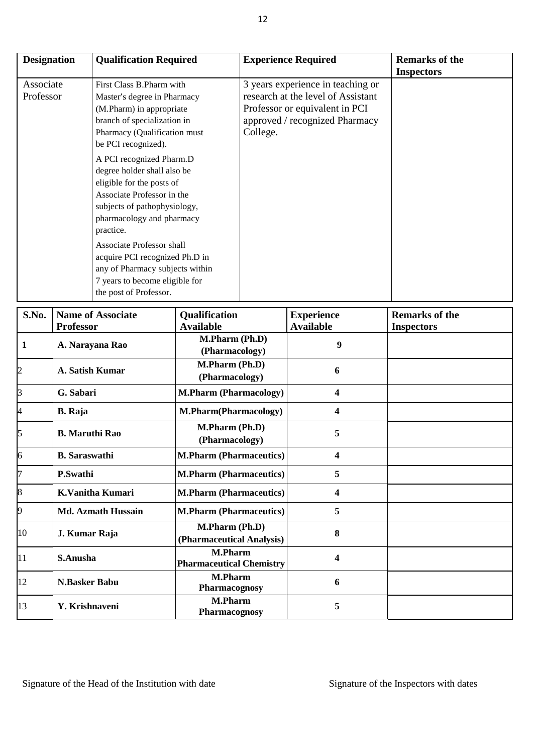| Designation | Qualification Required | Experience Required | Remarks of the Inspectors |
| --- | --- | --- | --- |
| Associate Professor | First Class B.Pharm with Master's degree in Pharmacy (M.Pharm) in appropriate branch of specialization in Pharmacy (Qualification must be PCI recognized).<br><br>A PCI recognized Pharm.D degree holder shall also be eligible for the posts of Associate Professor in the subjects of pathophysiology, pharmacology and pharmacy practice.<br><br>Associate Professor shall acquire PCI recognized Ph.D in any of Pharmacy subjects within 7 years to become eligible for the post of Professor. | 3 years experience in teaching or research at the level of Assistant Professor or equivalent in PCI approved / recognized Pharmacy College. | |

| S.No. | Name of Associate Professor | Qualification Available | Experience Available | Remarks of the Inspectors |
| --- | --- | --- | --- | --- |
| 1 | A. Narayana Rao | M.Pharm (Ph.D) (Pharmacology) | 9 | |
| 2 | A. Satish Kumar | M.Pharm (Ph.D) (Pharmacology) | 6 | |
| 3 | G. Sabari | M.Pharm (Pharmacology) | 4 | |
| 4 | B. Raja | M.Pharm(Pharmacology) | 4 | |
| 5 | B. Maruthi Rao | M.Pharm (Ph.D) (Pharmacology) | 5 | |
| 6 | B. Saraswathi | M.Pharm (Pharmaceutics) | 4 | |
| 7 | P.Swathi | M.Pharm (Pharmaceutics) | 5 | |
| 8 | K.Vanitha Kumari | M.Pharm (Pharmaceutics) | 4 | |
| 9 | Md. Azmath Hussain | M.Pharm (Pharmaceutics) | 5 | |
| 10 | J. Kumar Raja | M.Pharm (Ph.D) (Pharmaceutical Analysis) | 8 | |
| 11 | S.Anusha | M.Pharm Pharmaceutical Chemistry | 4 | |
| 12 | N.Basker Babu | M.Pharm Pharmacognosy | 6 | |
| 13 | Y. Krishnaveni | M.Pharm Pharmacognosy | 5 | |

Signature of the Head of the Institution with date

Signature of the Inspectors with dates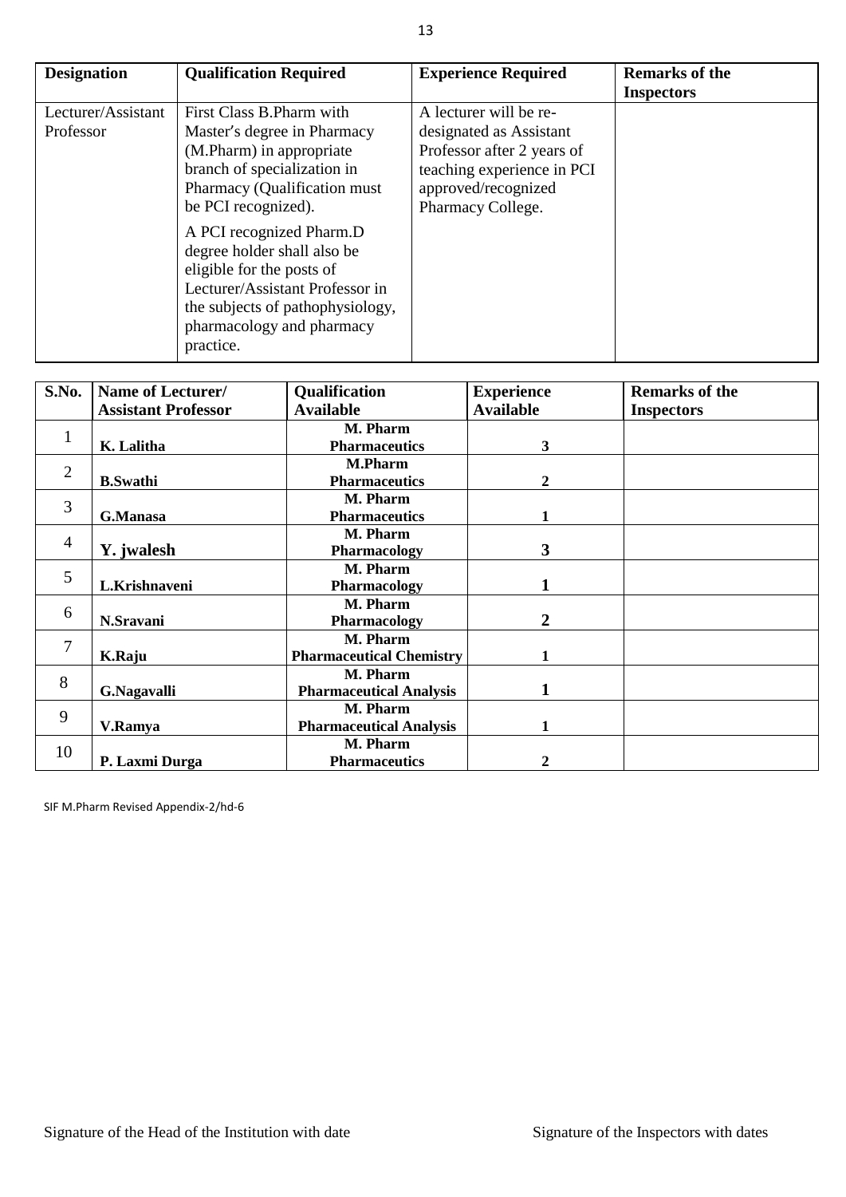| Designation | Qualification Required | Experience Required | Remarks of the Inspectors |
|---|---|---|---|
| Lecturer/Assistant Professor | First Class B.Pharm with Master's degree in Pharmacy (M.Pharm) in appropriate branch of specialization in Pharmacy (Qualification must be PCI recognized).<br><br>A PCI recognized Pharm.D degree holder shall also be eligible for the posts of Lecturer/Assistant Professor in the subjects of pathophysiology, pharmacology and pharmacy practice. | A lecturer will be re-designated as Assistant Professor after 2 years of teaching experience in PCI approved/recognized Pharmacy College. | |

| S.No. | Name of Lecturer/ Assistant Professor | Qualification Available | Experience Available | Remarks of the Inspectors |
|---|---|---|---|---|
| 1 | **K. Lalitha** | **M. Pharm Pharmaceutics** | **3** | |
| 2 | **B.Swathi** | **M.Pharm Pharmaceutics** | **2** | |
| 3 | **G.Manasa** | **M. Pharm Pharmaceutics** | **1** | |
| 4 | **Y. jwalesh** | **M. Pharm Pharmacology** | **3** | |
| 5 | **L.Krishnaveni** | **M. Pharm Pharmacology** | **1** | |
| 6 | **N.Sravani** | **M. Pharm Pharmacology** | **2** | |
| 7 | **K.Raju** | **M. Pharm Pharmaceutical Chemistry** | **1** | |
| 8 | **G.Nagavalli** | **M. Pharm Pharmaceutical Analysis** | **1** | |
| 9 | **V.Ramya** | **M. Pharm Pharmaceutical Analysis** | **1** | |
| 10 | **P. Laxmi Durga** | **M. Pharm Pharmaceutics** | **2** | |

SIF M.Pharm Revised Appendix-2/hd-6

Signature of the Head of the Institution with date

Signature of the Inspectors with dates